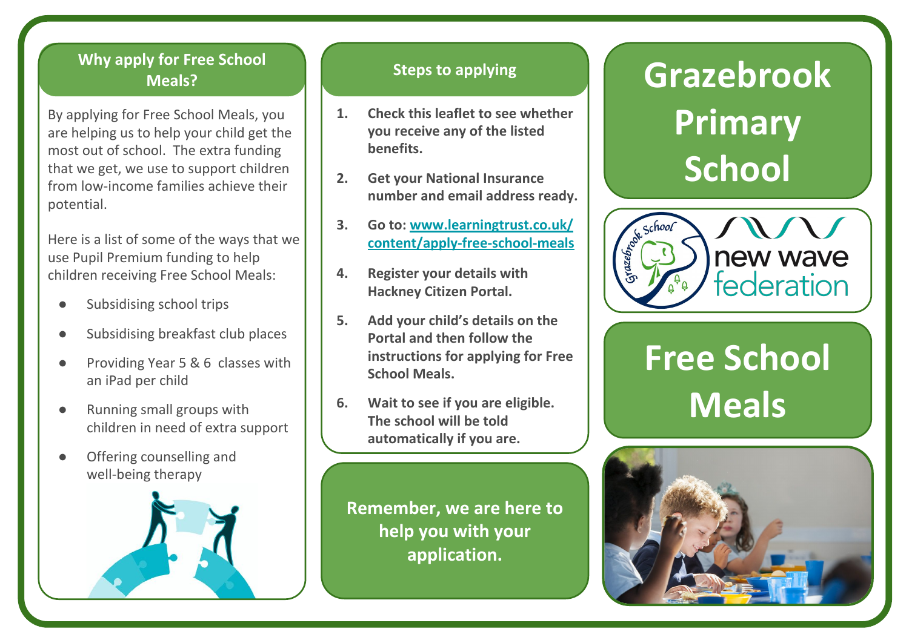## Why apply for Free School Meals?

By applying for Free School Meals, you are helping us to help your child get the most out of school. The extra funding that we get, we use to support children from low-income families achieve their potential.

Here is a list of some of the ways that we use Pupil Premium funding to help children receiving Free School Meals:

- Subsidising school trips
- Subsidising breakfast club places
- Providing Year 5 & 6 classes with an iPad per child
- Running small groups with children in need of extra support
- Offering counselling and well-being therapy

## Steps to applying

1. **Check this leaflet to see whether you receive any of the listed benefits.**
2. **Get your National Insurance number and email address ready.**
3. **Go to: [www.learningtrust.co.uk/content/apply-free-school-meals](http://www.learningtrust.co.uk/content/apply-free-school-meals)**
4. **Register your details with Hackney Citizen Portal.**
5. **Add your child's details on the Portal and then follow the instructions for applying for Free School Meals.**
6. **Wait to see if you are eligible. The school will be told automatically if you are.**

**Remember, we are here to help you with your application.**

# Grazebrook Primary School

Grazebrook School

new wave federation

# Free School Meals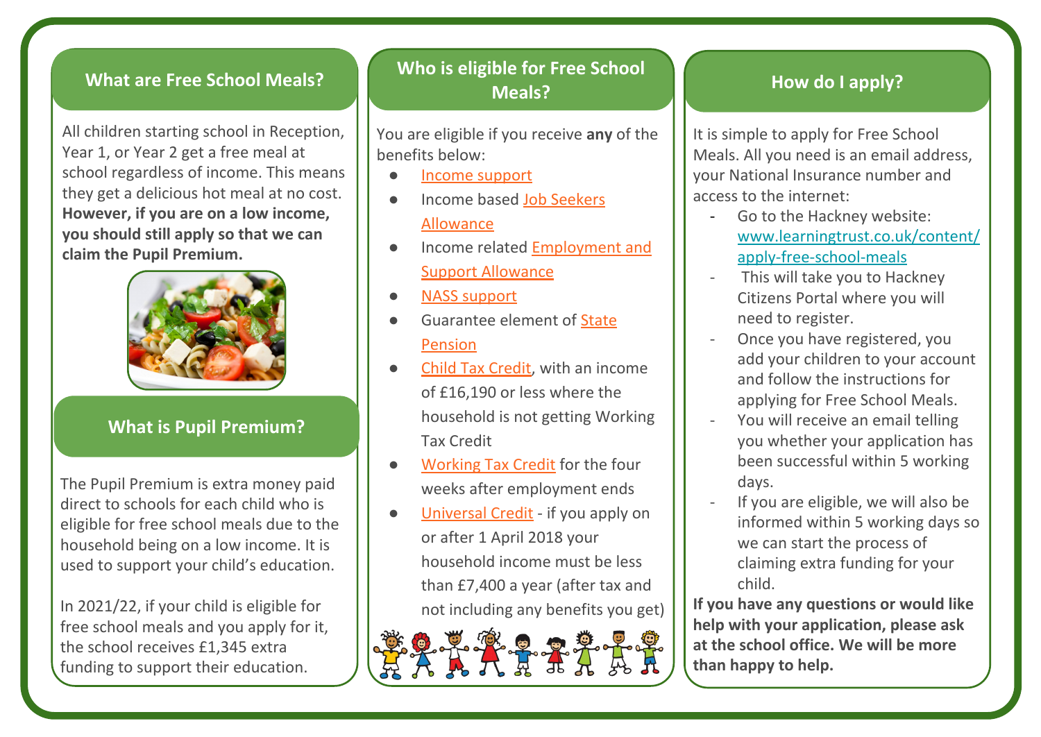## What are Free School Meals?

All children starting school in Reception, Year 1, or Year 2 get a free meal at school regardless of income. This means they get a delicious hot meal at no cost. **However, if you are on a low income, you should still apply so that we can claim the Pupil Premium.**

## What is Pupil Premium?

The Pupil Premium is extra money paid direct to schools for each child who is eligible for free school meals due to the household being on a low income. It is used to support your child's education.

In 2021/22, if your child is eligible for free school meals and you apply for it, the school receives £1,345 extra funding to support their education.

## Who is eligible for Free School Meals?

You are eligible if you receive **any** of the benefits below:

- Income support
- Income based Job Seekers Allowance
- Income related Employment and Support Allowance
- NASS support
- Guarantee element of State Pension
- Child Tax Credit, with an income of £16,190 or less where the household is not getting Working Tax Credit
- Working Tax Credit for the four weeks after employment ends
- Universal Credit - if you apply on or after 1 April 2018 your household income must be less than £7,400 a year (after tax and not including any benefits you get)

## How do I apply?

It is simple to apply for Free School Meals. All you need is an email address, your National Insurance number and access to the internet:

- Go to the Hackney website: www.learningtrust.co.uk/content/apply-free-school-meals
- This will take you to Hackney Citizens Portal where you will need to register.
- Once you have registered, you add your children to your account and follow the instructions for applying for Free School Meals.
- You will receive an email telling you whether your application has been successful within 5 working days.
- If you are eligible, we will also be informed within 5 working days so we can start the process of claiming extra funding for your child.

**If you have any questions or would like help with your application, please ask at the school office. We will be more than happy to help.**